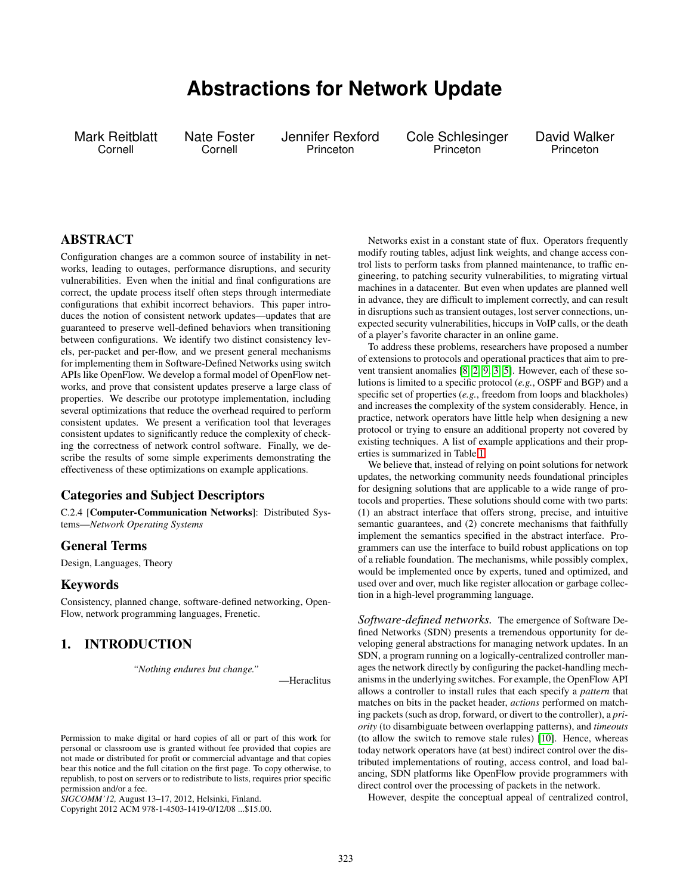# Abstractions for Network Update

Mark Reitblatt
Cornell

Nate Foster
Cornell

Jennifer Rexford
Princeton

Cole Schlesinger
Princeton

David Walker
Princeton

## ABSTRACT

Configuration changes are a common source of instability in networks, leading to outages, performance disruptions, and security vulnerabilities. Even when the initial and final configurations are correct, the update process itself often steps through intermediate configurations that exhibit incorrect behaviors. This paper introduces the notion of consistent network updates—updates that are guaranteed to preserve well-defined behaviors when transitioning between configurations. We identify two distinct consistency levels, per-packet and per-flow, and we present general mechanisms for implementing them in Software-Defined Networks using switch APIs like OpenFlow. We develop a formal model of OpenFlow networks, and prove that consistent updates preserve a large class of properties. We describe our prototype implementation, including several optimizations that reduce the overhead required to perform consistent updates. We present a verification tool that leverages consistent updates to significantly reduce the complexity of checking the correctness of network control software. Finally, we describe the results of some simple experiments demonstrating the effectiveness of these optimizations on example applications.

### Categories and Subject Descriptors

C.2.4 [**Computer-Communication Networks**]: Distributed Systems—*Network Operating Systems*

### General Terms

Design, Languages, Theory

### Keywords

Consistency, planned change, software-defined networking, OpenFlow, network programming languages, Frenetic.

## 1. INTRODUCTION

*"Nothing endures but change."*

—Heraclitus

Networks exist in a constant state of flux. Operators frequently modify routing tables, adjust link weights, and change access control lists to perform tasks from planned maintenance, to traffic engineering, to patching security vulnerabilities, to migrating virtual machines in a datacenter. But even when updates are planned well in advance, they are difficult to implement correctly, and can result in disruptions such as transient outages, lost server connections, unexpected security vulnerabilities, hiccups in VoIP calls, or the death of a player's favorite character in an online game.

To address these problems, researchers have proposed a number of extensions to protocols and operational practices that aim to prevent transient anomalies [8, 2, 9, 3, 5]. However, each of these solutions is limited to a specific protocol (*e.g.*, OSPF and BGP) and a specific set of properties (*e.g.*, freedom from loops and blackholes) and increases the complexity of the system considerably. Hence, in practice, network operators have little help when designing a new protocol or trying to ensure an additional property not covered by existing techniques. A list of example applications and their properties is summarized in Table 1.

We believe that, instead of relying on point solutions for network updates, the networking community needs foundational principles for designing solutions that are applicable to a wide range of protocols and properties. These solutions should come with two parts: (1) an abstract interface that offers strong, precise, and intuitive semantic guarantees, and (2) concrete mechanisms that faithfully implement the semantics specified in the abstract interface. Programmers can use the interface to build robust applications on top of a reliable foundation. The mechanisms, while possibly complex, would be implemented once by experts, tuned and optimized, and used over and over, much like register allocation or garbage collection in a high-level programming language.

*Software-defined networks.* The emergence of Software Defined Networks (SDN) presents a tremendous opportunity for developing general abstractions for managing network updates. In an SDN, a program running on a logically-centralized controller manages the network directly by configuring the packet-handling mechanisms in the underlying switches. For example, the OpenFlow API allows a controller to install rules that each specify a *pattern* that matches on bits in the packet header, *actions* performed on matching packets (such as drop, forward, or divert to the controller), a *priority* (to disambiguate between overlapping patterns), and *timeouts* (to allow the switch to remove stale rules) [10]. Hence, whereas today network operators have (at best) indirect control over the distributed implementations of routing, access control, and load balancing, SDN platforms like OpenFlow provide programmers with direct control over the processing of packets in the network.

However, despite the conceptual appeal of centralized control,

Permission to make digital or hard copies of all or part of this work for personal or classroom use is granted without fee provided that copies are not made or distributed for profit or commercial advantage and that copies bear this notice and the full citation on the first page. To copy otherwise, to republish, to post on servers or to redistribute to lists, requires prior specific permission and/or a fee.
*SIGCOMM'12,* August 13–17, 2012, Helsinki, Finland.
Copyright 2012 ACM 978-1-4503-1419-0/12/08 ...$15.00.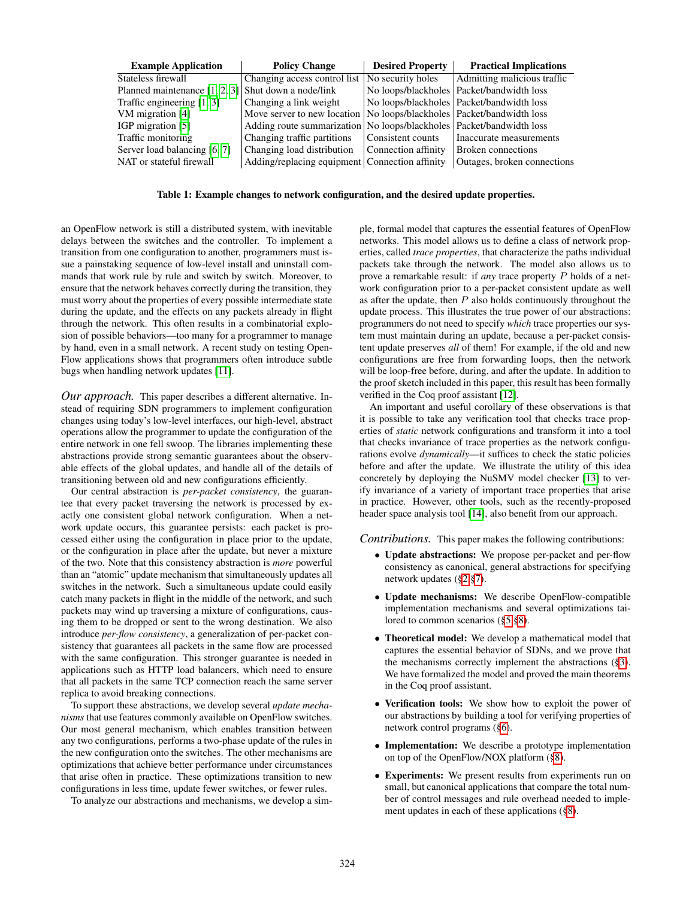| Example Application | Policy Change | Desired Property | Practical Implications |
|---|---|---|---|
| Stateless firewall | Changing access control list | No security holes | Admitting malicious traffic |
| Planned maintenance [1, 2, 3] | Shut down a node/link | No loops/blackholes | Packet/bandwidth loss |
| Traffic engineering [1, 3] | Changing a link weight | No loops/blackholes | Packet/bandwidth loss |
| VM migration [4] | Move server to new location | No loops/blackholes | Packet/bandwidth loss |
| IGP migration [5] | Adding route summarization | No loops/blackholes | Packet/bandwidth loss |
| Traffic monitoring | Changing traffic partitions | Consistent counts | Inaccurate measurements |
| Server load balancing [6, 7] | Changing load distribution | Connection affinity | Broken connections |
| NAT or stateful firewall | Adding/replacing equipment | Connection affinity | Outages, broken connections |

**Table 1: Example changes to network configuration, and the desired update properties.**

an OpenFlow network is still a distributed system, with inevitable delays between the switches and the controller. To implement a transition from one configuration to another, programmers must issue a painstaking sequence of low-level install and uninstall commands that work rule by rule and switch by switch. Moreover, to ensure that the network behaves correctly during the transition, they must worry about the properties of every possible intermediate state during the update, and the effects on any packets already in flight through the network. This often results in a combinatorial explosion of possible behaviors—too many for a programmer to manage by hand, even in a small network. A recent study on testing OpenFlow applications shows that programmers often introduce subtle bugs when handling network updates [11].

*Our approach.* This paper describes a different alternative. Instead of requiring SDN programmers to implement configuration changes using today's low-level interfaces, our high-level, abstract operations allow the programmer to update the configuration of the entire network in one fell swoop. The libraries implementing these abstractions provide strong semantic guarantees about the observable effects of the global updates, and handle all of the details of transitioning between old and new configurations efficiently.

Our central abstraction is *per-packet consistency*, the guarantee that every packet traversing the network is processed by exactly one consistent global network configuration. When a network update occurs, this guarantee persists: each packet is processed either using the configuration in place prior to the update, or the configuration in place after the update, but never a mixture of the two. Note that this consistency abstraction is *more* powerful than an "atomic" update mechanism that simultaneously updates all switches in the network. Such a simultaneous update could easily catch many packets in flight in the middle of the network, and such packets may wind up traversing a mixture of configurations, causing them to be dropped or sent to the wrong destination. We also introduce *per-flow consistency*, a generalization of per-packet consistency that guarantees all packets in the same flow are processed with the same configuration. This stronger guarantee is needed in applications such as HTTP load balancers, which need to ensure that all packets in the same TCP connection reach the same server replica to avoid breaking connections.

To support these abstractions, we develop several *update mechanisms* that use features commonly available on OpenFlow switches. Our most general mechanism, which enables transition between any two configurations, performs a two-phase update of the rules in the new configuration onto the switches. The other mechanisms are optimizations that achieve better performance under circumstances that arise often in practice. These optimizations transition to new configurations in less time, update fewer switches, or fewer rules.

To analyze our abstractions and mechanisms, we develop a simple, formal model that captures the essential features of OpenFlow networks. This model allows us to define a class of network properties, called *trace properties*, that characterize the paths individual packets take through the network. The model also allows us to prove a remarkable result: if *any* trace property $P$ holds of a network configuration prior to a per-packet consistent update as well as after the update, then $P$ also holds continuously throughout the update process. This illustrates the true power of our abstractions: programmers do not need to specify *which* trace properties our system must maintain during an update, because a per-packet consistent update preserves *all* of them! For example, if the old and new configurations are free from forwarding loops, then the network will be loop-free before, during, and after the update. In addition to the proof sketch included in this paper, this result has been formally verified in the Coq proof assistant [12].

An important and useful corollary of these observations is that it is possible to take any verification tool that checks trace properties of *static* network configurations and transform it into a tool that checks invariance of trace properties as the network configurations evolve *dynamically*—it suffices to check the static policies before and after the update. We illustrate the utility of this idea concretely by deploying the NuSMV model checker [13] to verify invariance of a variety of important trace properties that arise in practice. However, other tools, such as the recently-proposed header space analysis tool [14], also benefit from our approach.

*Contributions.* This paper makes the following contributions:

- **Update abstractions:** We propose per-packet and per-flow consistency as canonical, general abstractions for specifying network updates (§2,§7).
- **Update mechanisms:** We describe OpenFlow-compatible implementation mechanisms and several optimizations tailored to common scenarios (§5,§8).
- **Theoretical model:** We develop a mathematical model that captures the essential behavior of SDNs, and we prove that the mechanisms correctly implement the abstractions (§3). We have formalized the model and proved the main theorems in the Coq proof assistant.
- **Verification tools:** We show how to exploit the power of our abstractions by building a tool for verifying properties of network control programs (§6).
- **Implementation:** We describe a prototype implementation on top of the OpenFlow/NOX platform (§8).
- **Experiments:** We present results from experiments run on small, but canonical applications that compare the total number of control messages and rule overhead needed to implement updates in each of these applications (§8).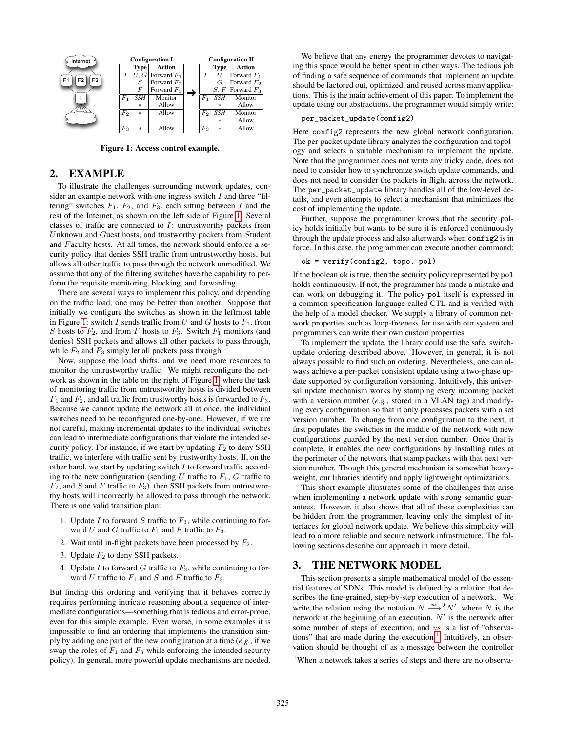Internet

F1 F2 F3

I

**Configuration I**

| | Type | Action |
|---|---|---|
| $I$ | $U, G$ | Forward $F_1$ |
| | $S$ | Forward $F_2$ |
| | $F$ | Forward $F_3$ |
| $F_1$ | $SSH$ | Monitor |
| | $*$ | Allow |
| $F_2$ | $*$ | Allow |
| $F_3$ | $*$ | Allow |

→

**Configuration II**

| | Type | Action |
|---|---|---|
| $I$ | $U$ | Forward $F_1$ |
| | $G$ | Forward $F_2$ |
| | $S, F$ | Forward $F_3$ |
| $F_1$ | $SSH$ | Monitor |
| | $*$ | Allow |
| $F_2$ | $SSH$ | Monitor |
| | $*$ | Allow |
| $F_3$ | $*$ | Allow |

**Figure 1: Access control example.**

## 2. EXAMPLE

To illustrate the challenges surrounding network updates, consider an example network with one ingress switch $I$ and three "filtering" switches $F_1$, $F_2$, and $F_3$, each sitting between $I$ and the rest of the Internet, as shown on the left side of Figure 1. Several classes of traffic are connected to $I$: untrustworthy packets from $U$nknown and $G$uest hosts, and trustworthy packets from $S$tudent and $F$aculty hosts. At all times, the network should enforce a security policy that denies SSH traffic from untrustworthy hosts, but allows all other traffic to pass through the network unmodified. We assume that any of the filtering switches have the capability to perform the requisite monitoring, blocking, and forwarding.

There are several ways to implement this policy, and depending on the traffic load, one may be better than another. Suppose that initially we configure the switches as shown in the leftmost table in Figure 1: switch $I$ sends traffic from $U$ and $G$ hosts to $F_1$, from $S$ hosts to $F_2$, and from $F$ hosts to $F_3$. Switch $F_1$ monitors (and denies) SSH packets and allows all other packets to pass through, while $F_2$ and $F_3$ simply let all packets pass through.

Now, suppose the load shifts, and we need more resources to monitor the untrustworthy traffic. We might reconfigure the network as shown in the table on the right of Figure 1, where the task of monitoring traffic from untrustworthy hosts is divided between $F_1$ and $F_2$, and all traffic from trustworthy hosts is forwarded to $F_3$. Because we cannot update the network all at once, the individual switches need to be reconfigured one-by-one. However, if we are not careful, making incremental updates to the individual switches can lead to intermediate configurations that violate the intended security policy. For instance, if we start by updating $F_2$ to deny SSH traffic, we interfere with traffic sent by trustworthy hosts. If, on the other hand, we start by updating switch $I$ to forward traffic according to the new configuration (sending $U$ traffic to $F_1$, $G$ traffic to $F_2$, and $S$ and $F$ traffic to $F_3$), then SSH packets from untrustworthy hosts will incorrectly be allowed to pass through the network. There is one valid transition plan:

1. Update $I$ to forward $S$ traffic to $F_3$, while continuing to forward $U$ and $G$ traffic to $F_1$ and $F$ traffic to $F_3$.
2. Wait until in-flight packets have been processed by $F_2$.
3. Update $F_2$ to deny SSH packets.
4. Update $I$ to forward $G$ traffic to $F_2$, while continuing to forward $U$ traffic to $F_1$ and $S$ and $F$ traffic to $F_3$.

But finding this ordering and verifying that it behaves correctly requires performing intricate reasoning about a sequence of intermediate configurations—something that is tedious and error-prone, even for this simple example. Even worse, in some examples it is impossible to find an ordering that implements the transition simply by adding one part of the new configuration at a time (*e.g.*, if we swap the roles of $F_1$ and $F_3$ while enforcing the intended security policy). In general, more powerful update mechanisms are needed.

We believe that any energy the programmer devotes to navigating this space would be better spent in other ways. The tedious job of finding a safe sequence of commands that implement an update should be factored out, optimized, and reused across many applications. This is the main achievement of this paper. To implement the update using our abstractions, the programmer would simply write:

```
per_packet_update(config2)
```

Here `config2` represents the new global network configuration. The per-packet update library analyzes the configuration and topology and selects a suitable mechanism to implement the update. Note that the programmer does not write any tricky code, does not need to consider how to synchronize switch update commands, and does not need to consider the packets in flight across the network. The `per_packet_update` library handles all of the low-level details, and even attempts to select a mechanism that minimizes the cost of implementing the update.

Further, suppose the programmer knows that the security policy holds initially but wants to be sure it is enforced continuously through the update process and also afterwards when `config2` is in force. In this case, the programmer can execute another command:

```
ok = verify(config2, topo, pol)
```

If the boolean `ok` is true, then the security policy represented by `pol` holds continuously. If not, the programmer has made a mistake and can work on debugging it. The policy `pol` itself is expressed in a common specification language called CTL and is verified with the help of a model checker. We supply a library of common network properties such as loop-freeness for use with our system and programmers can write their own custom properties.

To implement the update, the library could use the safe, switch-update ordering described above. However, in general, it is not always possible to find such an ordering. Nevertheless, one can always achieve a per-packet consistent update using a two-phase update supported by configuration versioning. Intuitively, this universal update mechanism works by stamping every incoming packet with a version number (*e.g.*, stored in a VLAN tag) and modifying every configuration so that it only processes packets with a set version number. To change from one configuration to the next, it first populates the switches in the middle of the network with new configurations guarded by the next version number. Once that is complete, it enables the new configurations by installing rules at the perimeter of the network that stamp packets with that next version number. Though this general mechanism is somewhat heavyweight, our libraries identify and apply lightweight optimizations.

This short example illustrates some of the challenges that arise when implementing a network update with strong semantic guarantees. However, it also shows that all of these complexities can be hidden from the programmer, leaving only the simplest of interfaces for global network update. We believe this simplicity will lead to a more reliable and secure network infrastructure. The following sections describe our approach in more detail.

## 3. THE NETWORK MODEL

This section presents a simple mathematical model of the essential features of SDNs. This model is defined by a relation that describes the fine-grained, step-by-step execution of a network. We write the relation using the notation $N \xrightarrow{us}{}^{\star} N'$, where $N$ is the network at the beginning of an execution, $N'$ is the network after some number of steps of execution, and $us$ is a list of "observations" that are made during the execution.[1] Intuitively, an observation should be thought of as a message between the controller

[1] When a network takes a series of steps and there are no observa-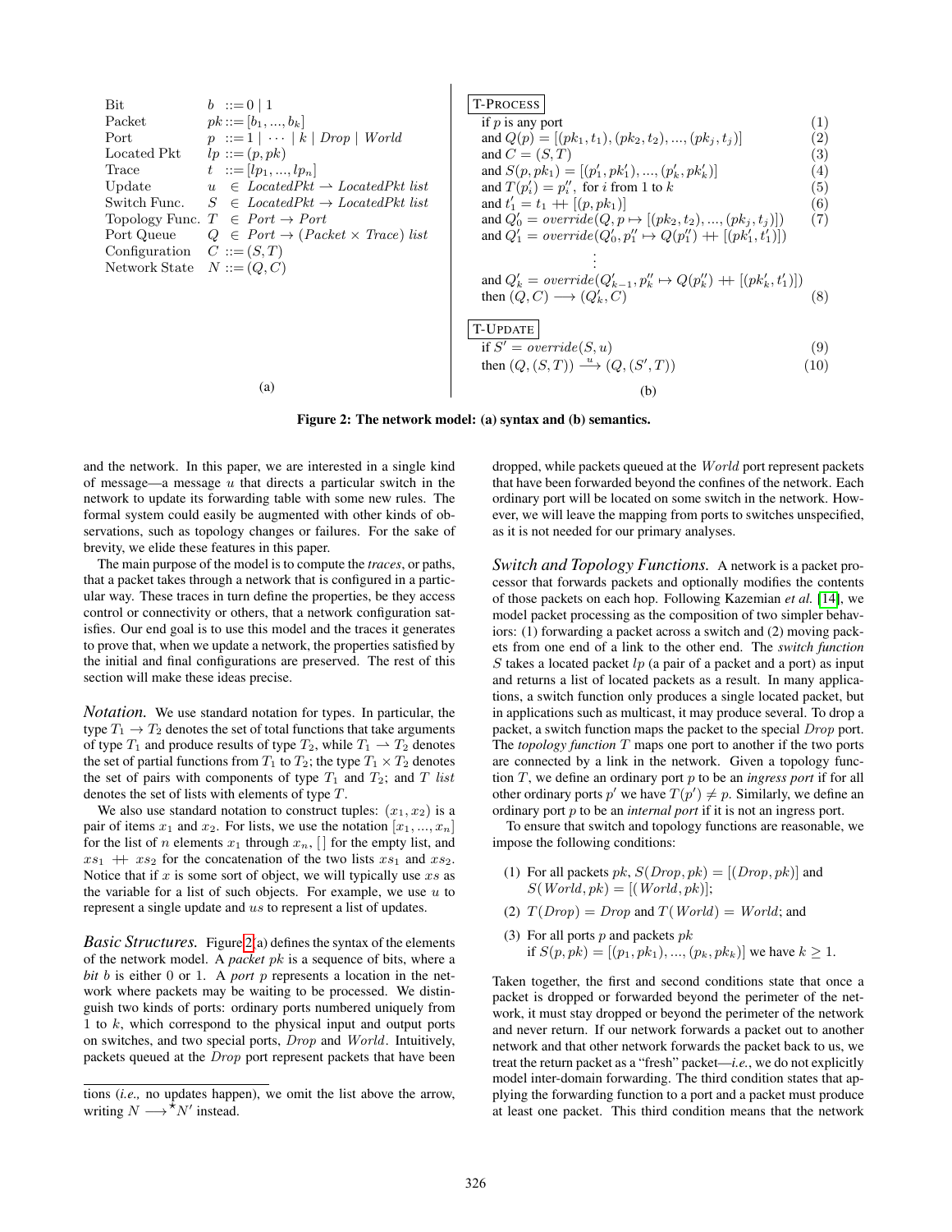| | |
|---|---|
| Bit | $b ::= 0 \mid 1$ |
| Packet | $pk ::= [b_1, ..., b_k]$ |
| Port | $p ::= 1 \mid \cdots \mid k \mid \mathit{Drop} \mid \mathit{World}$ |
| Located Pkt | $lp ::= (p, pk)$ |
| Trace | $t ::= [lp_1, ..., lp_n]$ |
| Update | $u \in \mathit{LocatedPkt} \rightharpoonup \mathit{LocatedPkt\ list}$ |
| Switch Func. | $S \in \mathit{LocatedPkt} \to \mathit{LocatedPkt\ list}$ |
| Topology Func. | $T \in \mathit{Port} \to \mathit{Port}$ |
| Port Queue | $Q \in \mathit{Port} \to (\mathit{Packet} \times \mathit{Trace})\ \mathit{list}$ |
| Configuration | $C ::= (S, T)$ |
| Network State | $N ::= (Q, C)$ |

(a)

T-PROCESS

$$
\begin{array}{ll}
\text{if } p \text{ is any port} & (1)\\
\text{and } Q(p) = [(pk_1, t_1), (pk_2, t_2), ..., (pk_j, t_j)] & (2)\\
\text{and } C = (S, T) & (3)\\
\text{and } S(p, pk_1) = [(p'_1, pk'_1), ..., (p'_k, pk'_k)] & (4)\\
\text{and } T(p'_i) = p''_i, \text{ for } i \text{ from 1 to } k & (5)\\
\text{and } t'_1 = t_1 +\!\!+ [(p, pk_1)] & (6)\\
\text{and } Q'_0 = \mathit{override}(Q, p \mapsto [(pk_2, t_2), ..., (pk_j, t_j)]) & (7)\\
\text{and } Q'_1 = \mathit{override}(Q'_0, p''_1 \mapsto Q(p''_1) +\!\!+ [(pk'_1, t'_1)]) & \\
\vdots & \\
\text{and } Q'_k = \mathit{override}(Q'_{k-1}, p''_k \mapsto Q(p''_k) +\!\!+ [(pk'_k, t'_1)]) & \\
\text{then } (Q, C) \longrightarrow (Q'_k, C) & (8)
\end{array}
$$

T-UPDATE

$$
\begin{array}{ll}
\text{if } S' = \mathit{override}(S, u) & (9)\\
\text{then } (Q, (S, T)) \stackrel{u}{\longrightarrow} (Q, (S', T)) & (10)
\end{array}
$$

(b)

**Figure 2: The network model: (a) syntax and (b) semantics.**

and the network. In this paper, we are interested in a single kind of message—a message $u$ that directs a particular switch in the network to update its forwarding table with some new rules. The formal system could easily be augmented with other kinds of observations, such as topology changes or failures. For the sake of brevity, we elide these features in this paper.

The main purpose of the model is to compute the *traces*, or paths, that a packet takes through a network that is configured in a particular way. These traces in turn define the properties, be they access control or connectivity or others, that a network configuration satisfies. Our end goal is to use this model and the traces it generates to prove that, when we update a network, the properties satisfied by the initial and final configurations are preserved. The rest of this section will make these ideas precise.

*Notation.* We use standard notation for types. In particular, the type $T_1 \to T_2$ denotes the set of total functions that take arguments of type $T_1$ and produce results of type $T_2$, while $T_1 \rightharpoonup T_2$ denotes the set of partial functions from $T_1$ to $T_2$; the type $T_1 \times T_2$ denotes the set of pairs with components of type $T_1$ and $T_2$; and $T$ *list* denotes the set of lists with elements of type $T$.

We also use standard notation to construct tuples: $(x_1, x_2)$ is a pair of items $x_1$ and $x_2$. For lists, we use the notation $[x_1, ..., x_n]$ for the list of $n$ elements $x_1$ through $x_n$, $[\,]$ for the empty list, and $xs_1 +\!\!+ xs_2$ for the concatenation of the two lists $xs_1$ and $xs_2$. Notice that if $x$ is some sort of object, we will typically use $xs$ as the variable for a list of such objects. For example, we use $u$ to represent a single update and $us$ to represent a list of updates.

*Basic Structures.* Figure 2(a) defines the syntax of the elements of the network model. A *packet* $pk$ is a sequence of bits, where a *bit* $b$ is either 0 or 1. A *port* $p$ represents a location in the network where packets may be waiting to be processed. We distinguish two kinds of ports: ordinary ports numbered uniquely from 1 to $k$, which correspond to the physical input and output ports on switches, and two special ports, $\mathit{Drop}$ and $\mathit{World}$. Intuitively, packets queued at the $\mathit{Drop}$ port represent packets that have been dropped, while packets queued at the $\mathit{World}$ port represent packets that have been forwarded beyond the confines of the network. Each ordinary port will be located on some switch in the network. However, we will leave the mapping from ports to switches unspecified, as it is not needed for our primary analyses.

*Switch and Topology Functions.* A network is a packet processor that forwards packets and optionally modifies the contents of those packets on each hop. Following Kazemian *et al.* [14], we model packet processing as the composition of two simpler behaviors: (1) forwarding a packet across a switch and (2) moving packets from one end of a link to the other end. The *switch function* $S$ takes a located packet $lp$ (a pair of a packet and a port) as input and returns a list of located packets as a result. In many applications, a switch function only produces a single located packet, but in applications such as multicast, it may produce several. To drop a packet, a switch function maps the packet to the special $\mathit{Drop}$ port. The *topology function* $T$ maps one port to another if the two ports are connected by a link in the network. Given a topology function $T$, we define an ordinary port $p$ to be an *ingress port* if for all other ordinary ports $p'$ we have $T(p') \neq p$. Similarly, we define an ordinary port $p$ to be an *internal port* if it is not an ingress port.

To ensure that switch and topology functions are reasonable, we impose the following conditions:

(1) For all packets $pk$, $S(\mathit{Drop}, pk) = [(\mathit{Drop}, pk)]$ and $S(\mathit{World}, pk) = [(\mathit{World}, pk)]$;

(2) $T(\mathit{Drop}) = \mathit{Drop}$ and $T(\mathit{World}) = \mathit{World}$; and

(3) For all ports $p$ and packets $pk$ if $S(p, pk) = [(p_1, pk_1), ..., (p_k, pk_k)]$ we have $k \geq 1$.

Taken together, the first and second conditions state that once a packet is dropped or forwarded beyond the perimeter of the network, it must stay dropped or beyond the perimeter of the network and never return. If our network forwards a packet out to another network and that other network forwards the packet back to us, we treat the return packet as a "fresh" packet—*i.e.*, we do not explicitly model inter-domain forwarding. The third condition states that applying the forwarding function to a port and a packet must produce at least one packet. This third condition means that the network

tions (*i.e.,* no updates happen), we omit the list above the arrow, writing $N \longrightarrow^{\star} N'$ instead.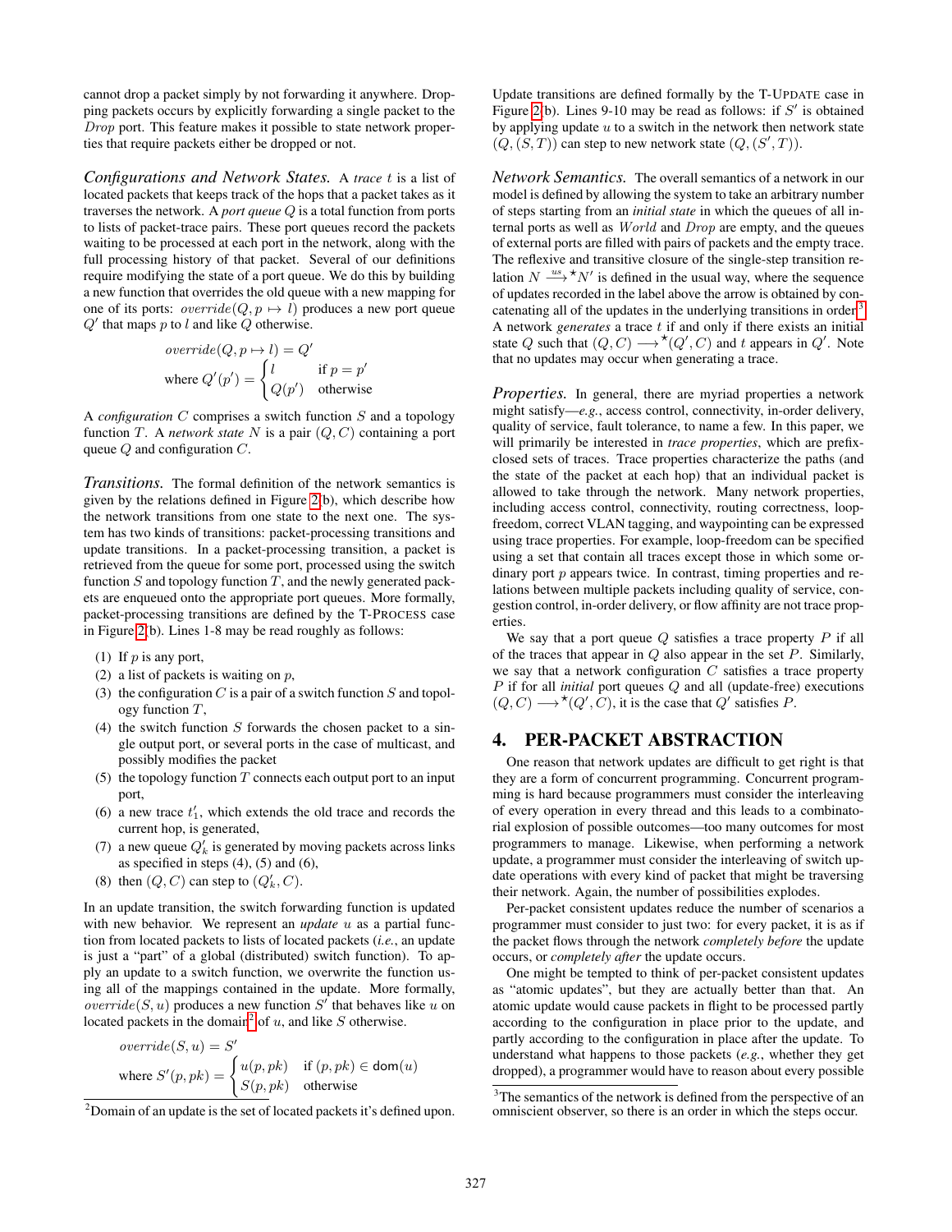cannot drop a packet simply by not forwarding it anywhere. Dropping packets occurs by explicitly forwarding a single packet to the $Drop$ port. This feature makes it possible to state network properties that require packets either be dropped or not.

*Configurations and Network States.* A *trace* $t$ is a list of located packets that keeps track of the hops that a packet takes as it traverses the network. A *port queue* $Q$ is a total function from ports to lists of packet-trace pairs. These port queues record the packets waiting to be processed at each port in the network, along with the full processing history of that packet. Several of our definitions require modifying the state of a port queue. We do this by building a new function that overrides the old queue with a new mapping for one of its ports: $override(Q, p \mapsto l)$ produces a new port queue $Q'$ that maps $p$ to $l$ and like $Q$ otherwise.

$$override(Q, p \mapsto l) = Q'$$
$$\text{where } Q'(p') = \begin{cases} l & \text{if } p = p' \\ Q(p') & \text{otherwise} \end{cases}$$

A *configuration* $C$ comprises a switch function $S$ and a topology function $T$. A *network state* $N$ is a pair $(Q, C)$ containing a port queue $Q$ and configuration $C$.

*Transitions.* The formal definition of the network semantics is given by the relations defined in Figure 2(b), which describe how the network transitions from one state to the next one. The system has two kinds of transitions: packet-processing transitions and update transitions. In a packet-processing transition, a packet is retrieved from the queue for some port, processed using the switch function $S$ and topology function $T$, and the newly generated packets are enqueued onto the appropriate port queues. More formally, packet-processing transitions are defined by the T-PROCESS case in Figure 2(b). Lines 1-8 may be read roughly as follows:

(1) If $p$ is any port,
(2) a list of packets is waiting on $p$,
(3) the configuration $C$ is a pair of a switch function $S$ and topology function $T$,
(4) the switch function $S$ forwards the chosen packet to a single output port, or several ports in the case of multicast, and possibly modifies the packet
(5) the topology function $T$ connects each output port to an input port,
(6) a new trace $t_1'$, which extends the old trace and records the current hop, is generated,
(7) a new queue $Q_k'$ is generated by moving packets across links as specified in steps (4), (5) and (6),
(8) then $(Q, C)$ can step to $(Q_k', C)$.

In an update transition, the switch forwarding function is updated with new behavior. We represent an *update* $u$ as a partial function from located packets to lists of located packets (*i.e.*, an update is just a "part" of a global (distributed) switch function). To apply an update to a switch function, we overwrite the function using all of the mappings contained in the update. More formally, $override(S, u)$ produces a new function $S'$ that behaves like $u$ on located packets in the domain[2] of $u$, and like $S$ otherwise.

$$override(S, u) = S'$$
$$\text{where } S'(p, pk) = \begin{cases} u(p, pk) & \text{if } (p, pk) \in \mathsf{dom}(u) \\ S(p, pk) & \text{otherwise} \end{cases}$$

[2] Domain of an update is the set of located packets it's defined upon.

Update transitions are defined formally by the T-UPDATE case in Figure 2(b). Lines 9-10 may be read as follows: if $S'$ is obtained by applying update $u$ to a switch in the network then network state $(Q, (S, T))$ can step to new network state $(Q, (S', T))$.

*Network Semantics.* The overall semantics of a network in our model is defined by allowing the system to take an arbitrary number of steps starting from an *initial state* in which the queues of all internal ports as well as $World$ and $Drop$ are empty, and the queues of external ports are filled with pairs of packets and the empty trace. The reflexive and transitive closure of the single-step transition relation $N \xrightarrow{us}{}^{\star} N'$ is defined in the usual way, where the sequence of updates recorded in the label above the arrow is obtained by concatenating all of the updates in the underlying transitions in order[3]. A network *generates* a trace $t$ if and only if there exists an initial state $Q$ such that $(Q, C) \longrightarrow^{\star} (Q', C)$ and $t$ appears in $Q'$. Note that no updates may occur when generating a trace.

*Properties.* In general, there are myriad properties a network might satisfy—*e.g.*, access control, connectivity, in-order delivery, quality of service, fault tolerance, to name a few. In this paper, we will primarily be interested in *trace properties*, which are prefix-closed sets of traces. Trace properties characterize the paths (and the state of the packet at each hop) that an individual packet is allowed to take through the network. Many network properties, including access control, connectivity, routing correctness, loop-freedom, correct VLAN tagging, and waypointing can be expressed using trace properties. For example, loop-freedom can be specified using a set that contain all traces except those in which some ordinary port $p$ appears twice. In contrast, timing properties and relations between multiple packets including quality of service, congestion control, in-order delivery, or flow affinity are not trace properties.

We say that a port queue $Q$ satisfies a trace property $P$ if all of the traces that appear in $Q$ also appear in the set $P$. Similarly, we say that a network configuration $C$ satisfies a trace property $P$ if for all *initial* port queues $Q$ and all (update-free) executions $(Q, C) \longrightarrow^{\star} (Q', C)$, it is the case that $Q'$ satisfies $P$.

## 4. PER-PACKET ABSTRACTION

One reason that network updates are difficult to get right is that they are a form of concurrent programming. Concurrent programming is hard because programmers must consider the interleaving of every operation in every thread and this leads to a combinatorial explosion of possible outcomes—too many outcomes for most programmers to manage. Likewise, when performing a network update, a programmer must consider the interleaving of switch update operations with every kind of packet that might be traversing their network. Again, the number of possibilities explodes.

Per-packet consistent updates reduce the number of scenarios a programmer must consider to just two: for every packet, it is as if the packet flows through the network *completely before* the update occurs, or *completely after* the update occurs.

One might be tempted to think of per-packet consistent updates as "atomic updates", but they are actually better than that. An atomic update would cause packets in flight to be processed partly according to the configuration in place prior to the update, and partly according to the configuration in place after the update. To understand what happens to those packets (*e.g.*, whether they get dropped), a programmer would have to reason about every possible

[3] The semantics of the network is defined from the perspective of an omniscient observer, so there is an order in which the steps occur.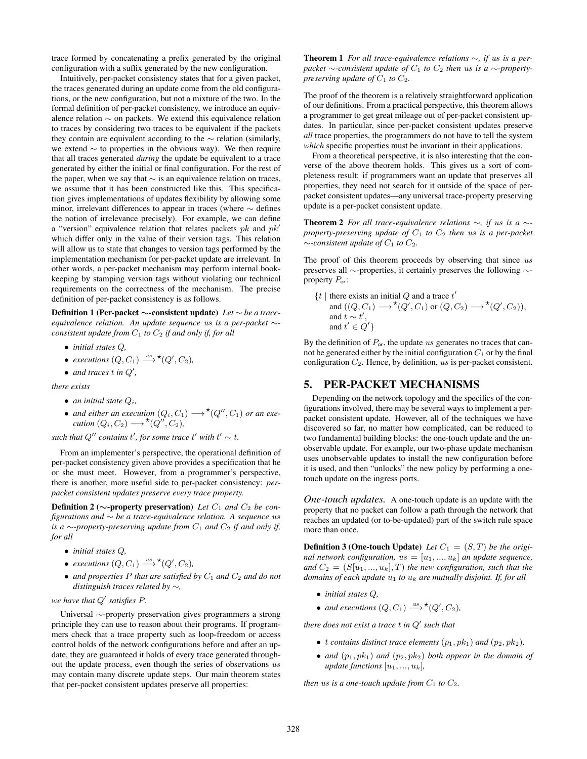trace formed by concatenating a prefix generated by the original configuration with a suffix generated by the new configuration.

Intuitively, per-packet consistency states that for a given packet, the traces generated during an update come from the old configurations, or the new configuration, but not a mixture of the two. In the formal definition of per-packet consistency, we introduce an equivalence relation $\sim$ on packets. We extend this equivalence relation to traces by considering two traces to be equivalent if the packets they contain are equivalent according to the $\sim$ relation (similarly, we extend $\sim$ to properties in the obvious way). We then require that all traces generated *during* the update be equivalent to a trace generated by either the initial or final configuration. For the rest of the paper, when we say that $\sim$ is an equivalence relation on traces, we assume that it has been constructed like this. This specification gives implementations of updates flexibility by allowing some minor, irrelevant differences to appear in traces (where $\sim$ defines the notion of irrelevance precisely). For example, we can define a "version" equivalence relation that relates packets $pk$ and $pk'$ which differ only in the value of their version tags. This relation will allow us to state that changes to version tags performed by the implementation mechanism for per-packet update are irrelevant. In other words, a per-packet mechanism may perform internal bookkeeping by stamping version tags without violating our technical requirements on the correctness of the mechanism. The precise definition of per-packet consistency is as follows.

**Definition 1 (Per-packet $\sim$-consistent update)** *Let $\sim$ be a trace-equivalence relation. An update sequence $us$ is a per-packet $\sim$-consistent update from $C_1$ to $C_2$ if and only if, for all*

- *initial states $Q$,*
- *executions $(Q, C_1) \xrightarrow{us}{}^{\star} (Q', C_2)$,*
- *and traces $t$ in $Q'$,*

*there exists*

- *an initial state $Q_i$,*
- *and either an execution $(Q_i, C_1) \longrightarrow^{\star} (Q'', C_1)$ or an execution $(Q_i, C_2) \longrightarrow^{\star} (Q'', C_2)$,*

*such that $Q''$ contains $t'$, for some trace $t'$ with $t' \sim t$.*

From an implementer's perspective, the operational definition of per-packet consistency given above provides a specification that he or she must meet. However, from a programmer's perspective, there is another, more useful side to per-packet consistency: *per-packet consistent updates preserve every trace property.*

**Definition 2 ($\sim$-property preservation)** *Let $C_1$ and $C_2$ be configurations and $\sim$ be a trace-equivalence relation. A sequence $us$ is a $\sim$-property-preserving update from $C_1$ and $C_2$ if and only if, for all*

- *initial states $Q$,*
- *executions $(Q, C_1) \xrightarrow{us}{}^{\star} (Q', C_2)$,*
- *and properties $P$ that are satisfied by $C_1$ and $C_2$ and do not distinguish traces related by $\sim$,*

*we have that $Q'$ satisfies $P$.*

Universal $\sim$-property preservation gives programmers a strong principle they can use to reason about their programs. If programmers check that a trace property such as loop-freedom or access control holds of the network configurations before and after an update, they are guaranteed it holds of every trace generated throughout the update process, even though the series of observations $us$ may contain many discrete update steps. Our main theorem states that per-packet consistent updates preserve all properties:

**Theorem 1** *For all trace-equivalence relations $\sim$, if $us$ is a per-packet $\sim$-consistent update of $C_1$ to $C_2$ then $us$ is a $\sim$-property-preserving update of $C_1$ to $C_2$.*

The proof of the theorem is a relatively straightforward application of our definitions. From a practical perspective, this theorem allows a programmer to get great mileage out of per-packet consistent updates. In particular, since per-packet consistent updates preserve *all* trace properties, the programmers do not have to tell the system *which* specific properties must be invariant in their applications.

From a theoretical perspective, it is also interesting that the converse of the above theorem holds. This gives us a sort of completeness result: if programmers want an update that preserves all properties, they need not search for it outside of the space of per-packet consistent updates—any universal trace-property preserving update is a per-packet consistent update.

**Theorem 2** *For all trace-equivalence relations $\sim$, if $us$ is a $\sim$-property-preserving update of $C_1$ to $C_2$ then $us$ is a per-packet $\sim$-consistent update of $C_1$ to $C_2$.*

The proof of this theorem proceeds by observing that since $us$ preserves all $\sim$-properties, it certainly preserves the following $\sim$-property $P_{\text{or}}$:

$$\{t \mid \text{there exists an initial } Q \text{ and a trace } t' \text{ and } ((Q, C_1) \longrightarrow^{\star} (Q', C_1) \text{ or } (Q, C_2) \longrightarrow^{\star} (Q', C_2)), \text{ and } t \sim t', \text{ and } t' \in Q'\}$$

By the definition of $P_{\text{or}}$, the update $us$ generates no traces that cannot be generated either by the initial configuration $C_1$ or by the final configuration $C_2$. Hence, by definition, $us$ is per-packet consistent.

## 5. PER-PACKET MECHANISMS

Depending on the network topology and the specifics of the configurations involved, there may be several ways to implement a per-packet consistent update. However, all of the techniques we have discovered so far, no matter how complicated, can be reduced to two fundamental building blocks: the one-touch update and the unobservable update. For example, our two-phase update mechanism uses unobservable updates to install the new configuration before it is used, and then "unlocks" the new policy by performing a one-touch update on the ingress ports.

### *One-touch updates.*

A one-touch update is an update with the property that no packet can follow a path through the network that reaches an updated (or to-be-updated) part of the switch rule space more than once.

**Definition 3 (One-touch Update)** *Let $C_1 = (S, T)$ be the original network configuration, $us = [u_1, ..., u_k]$ an update sequence, and $C_2 = (S[u_1, ..., u_k], T)$ the new configuration, such that the domains of each update $u_1$ to $u_k$ are mutually disjoint. If, for all*

- *initial states $Q$,*
- *and executions $(Q, C_1) \xrightarrow{us}{}^{\star} (Q', C_2)$,*

*there does not exist a trace $t$ in $Q'$ such that*

- *$t$ contains distinct trace elements $(p_1, pk_1)$ and $(p_2, pk_2)$,*
- *and $(p_1, pk_1)$ and $(p_2, pk_2)$ both appear in the domain of update functions $[u_1, ..., u_k]$,*

*then $us$ is a one-touch update from $C_1$ to $C_2$.*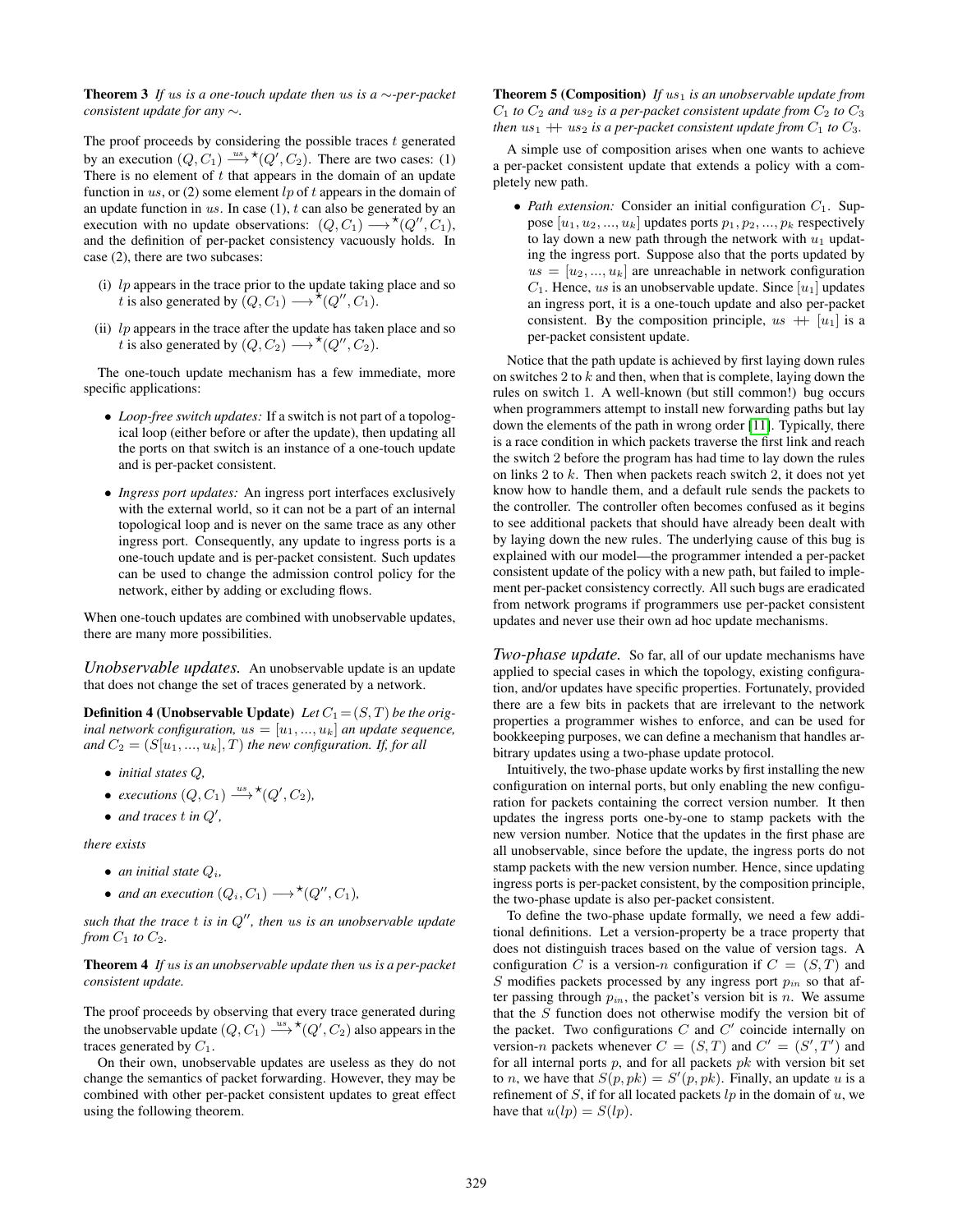**Theorem 3** *If $us$ is a one-touch update then $us$ is a $\sim$-per-packet consistent update for any $\sim$.*

The proof proceeds by considering the possible traces $t$ generated by an execution $(Q, C_1) \xrightarrow{us}{}^{\star} (Q', C_2)$. There are two cases: (1) There is no element of $t$ that appears in the domain of an update function in $us$, or (2) some element $lp$ of $t$ appears in the domain of an update function in $us$. In case (1), $t$ can also be generated by an execution with no update observations: $(Q, C_1) \longrightarrow^{\star} (Q'', C_1)$, and the definition of per-packet consistency vacuously holds. In case (2), there are two subcases:

- (i) $lp$ appears in the trace prior to the update taking place and so $t$ is also generated by $(Q, C_1) \longrightarrow^{\star} (Q'', C_1)$.
- (ii) $lp$ appears in the trace after the update has taken place and so $t$ is also generated by $(Q, C_2) \longrightarrow^{\star} (Q'', C_2)$.

The one-touch update mechanism has a few immediate, more specific applications:

- *Loop-free switch updates:* If a switch is not part of a topological loop (either before or after the update), then updating all the ports on that switch is an instance of a one-touch update and is per-packet consistent.
- *Ingress port updates:* An ingress port interfaces exclusively with the external world, so it can not be a part of an internal topological loop and is never on the same trace as any other ingress port. Consequently, any update to ingress ports is a one-touch update and is per-packet consistent. Such updates can be used to change the admission control policy for the network, either by adding or excluding flows.

When one-touch updates are combined with unobservable updates, there are many more possibilities.

*Unobservable updates.* An unobservable update is an update that does not change the set of traces generated by a network.

**Definition 4 (Unobservable Update)** *Let $C_1 = (S, T)$ be the original network configuration, $us = [u_1, ..., u_k]$ an update sequence, and $C_2 = (S[u_1, ..., u_k], T)$ the new configuration. If, for all*

- *initial states $Q$,*
- *executions $(Q, C_1) \xrightarrow{us}{}^{\star} (Q', C_2)$,*
- *and traces $t$ in $Q'$,*

*there exists*

- *an initial state $Q_i$,*
- *and an execution $(Q_i, C_1) \longrightarrow^{\star} (Q'', C_1)$,*

*such that the trace $t$ is in $Q''$, then $us$ is an unobservable update from $C_1$ to $C_2$.*

**Theorem 4** *If $us$ is an unobservable update then $us$ is a per-packet consistent update.*

The proof proceeds by observing that every trace generated during the unobservable update $(Q, C_1) \xrightarrow{us}{}^{\star} (Q', C_2)$ also appears in the traces generated by $C_1$.

On their own, unobservable updates are useless as they do not change the semantics of packet forwarding. However, they may be combined with other per-packet consistent updates to great effect using the following theorem.

**Theorem 5 (Composition)** *If $us_1$ is an unobservable update from $C_1$ to $C_2$ and $us_2$ is a per-packet consistent update from $C_2$ to $C_3$ then $us_1 +\!\!+\ us_2$ is a per-packet consistent update from $C_1$ to $C_3$.*

A simple use of composition arises when one wants to achieve a per-packet consistent update that extends a policy with a completely new path.

- *Path extension:* Consider an initial configuration $C_1$. Suppose $[u_1, u_2, ..., u_k]$ updates ports $p_1, p_2, ..., p_k$ respectively to lay down a new path through the network with $u_1$ updating the ingress port. Suppose also that the ports updated by $us = [u_2, ..., u_k]$ are unreachable in network configuration $C_1$. Hence, $us$ is an unobservable update. Since $[u_1]$ updates an ingress port, it is a one-touch update and also per-packet consistent. By the composition principle, $us +\!\!+\ [u_1]$ is a per-packet consistent update.

Notice that the path update is achieved by first laying down rules on switches 2 to $k$ and then, when that is complete, laying down the rules on switch 1. A well-known (but still common!) bug occurs when programmers attempt to install new forwarding paths but lay down the elements of the path in wrong order [11]. Typically, there is a race condition in which packets traverse the first link and reach the switch 2 before the program has had time to lay down the rules on links 2 to $k$. Then when packets reach switch 2, it does not yet know how to handle them, and a default rule sends the packets to the controller. The controller often becomes confused as it begins to see additional packets that should have already been dealt with by laying down the new rules. The underlying cause of this bug is explained with our model—the programmer intended a per-packet consistent update of the policy with a new path, but failed to implement per-packet consistency correctly. All such bugs are eradicated from network programs if programmers use per-packet consistent updates and never use their own ad hoc update mechanisms.

*Two-phase update.* So far, all of our update mechanisms have applied to special cases in which the topology, existing configuration, and/or updates have specific properties. Fortunately, provided there are a few bits in packets that are irrelevant to the network properties a programmer wishes to enforce, and can be used for bookkeeping purposes, we can define a mechanism that handles arbitrary updates using a two-phase update protocol.

Intuitively, the two-phase update works by first installing the new configuration on internal ports, but only enabling the new configuration for packets containing the correct version number. It then updates the ingress ports one-by-one to stamp packets with the new version number. Notice that the updates in the first phase are all unobservable, since before the update, the ingress ports do not stamp packets with the new version number. Hence, since updating ingress ports is per-packet consistent, by the composition principle, the two-phase update is also per-packet consistent.

To define the two-phase update formally, we need a few additional definitions. Let a version-property be a trace property that does not distinguish traces based on the value of version tags. A configuration $C$ is a version-$n$ configuration if $C = (S, T)$ and $S$ modifies packets processed by any ingress port $p_{in}$ so that after passing through $p_{in}$, the packet's version bit is $n$. We assume that the $S$ function does not otherwise modify the version bit of the packet. Two configurations $C$ and $C'$ coincide internally on version-$n$ packets whenever $C = (S, T)$ and $C' = (S', T')$ and for all internal ports $p$, and for all packets $pk$ with version bit set to $n$, we have that $S(p, pk) = S'(p, pk)$. Finally, an update $u$ is a refinement of $S$, if for all located packets $lp$ in the domain of $u$, we have that $u(lp) = S(lp)$.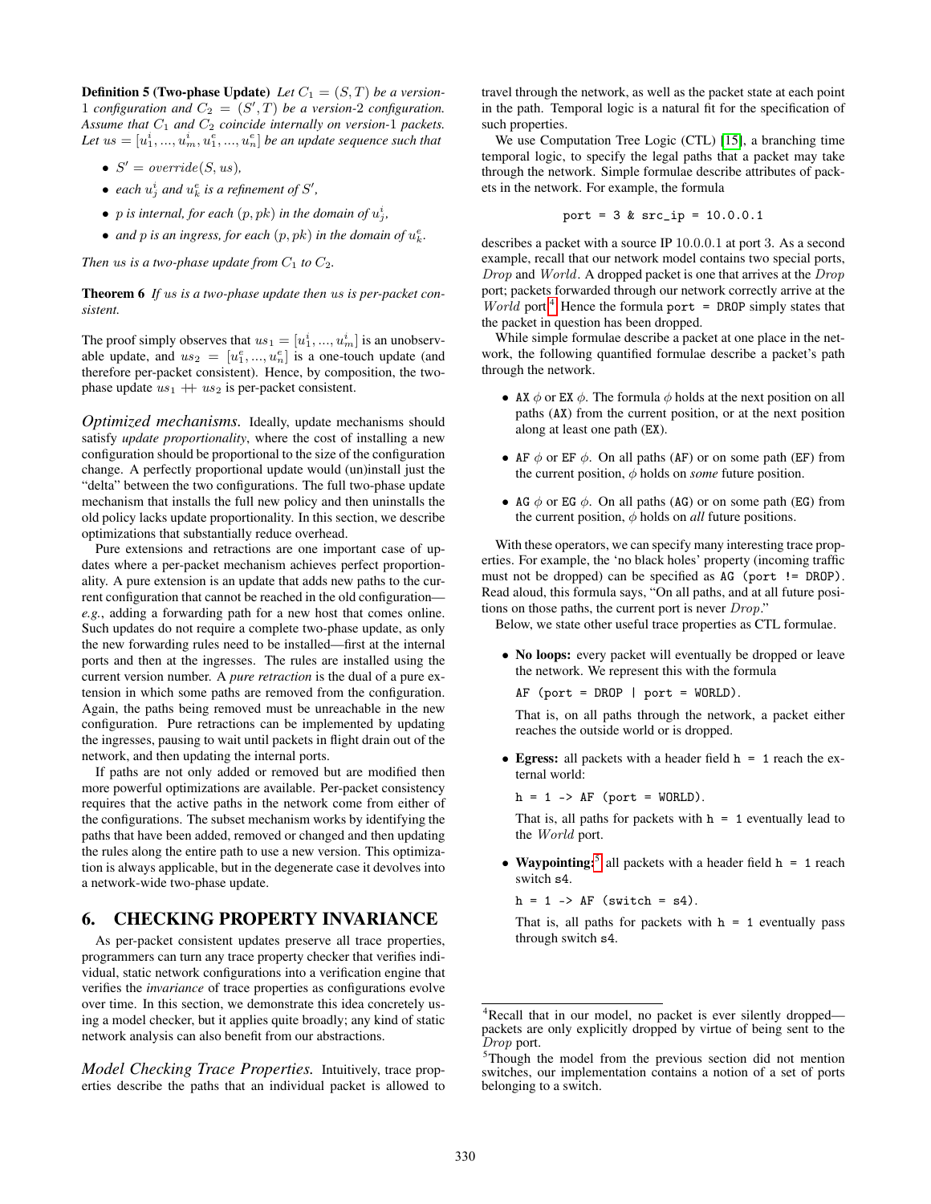**Definition 5 (Two-phase Update)** *Let $C_1 = (S, T)$ be a version-1 configuration and $C_2 = (S', T)$ be a version-2 configuration. Assume that $C_1$ and $C_2$ coincide internally on version-1 packets. Let $us = [u_1^i, ..., u_m^i, u_1^e, ..., u_n^e]$ be an update sequence such that*

- $S' = override(S, us)$,
- *each $u_j^i$ and $u_k^e$ is a refinement of $S'$,*
- *$p$ is internal, for each $(p, pk)$ in the domain of $u_j^i$,*
- *and $p$ is an ingress, for each $(p, pk)$ in the domain of $u_k^e$.*

*Then $us$ is a two-phase update from $C_1$ to $C_2$.*

**Theorem 6** *If $us$ is a two-phase update then $us$ is per-packet consistent.*

The proof simply observes that $us_1 = [u_1^i, ..., u_m^i]$ is an unobservable update, and $us_2 = [u_1^e, ..., u_n^e]$ is a one-touch update (and therefore per-packet consistent). Hence, by composition, the two-phase update $us_1 ++ us_2$ is per-packet consistent.

*Optimized mechanisms.* Ideally, update mechanisms should satisfy *update proportionality*, where the cost of installing a new configuration should be proportional to the size of the configuration change. A perfectly proportional update would (un)install just the "delta" between the two configurations. The full two-phase update mechanism that installs the full new policy and then uninstalls the old policy lacks update proportionality. In this section, we describe optimizations that substantially reduce overhead.

Pure extensions and retractions are one important case of updates where a per-packet mechanism achieves perfect proportionality. A pure extension is an update that adds new paths to the current configuration that cannot be reached in the old configuration—*e.g.*, adding a forwarding path for a new host that comes online. Such updates do not require a complete two-phase update, as only the new forwarding rules need to be installed—first at the internal ports and then at the ingresses. The rules are installed using the current version number. A *pure retraction* is the dual of a pure extension in which some paths are removed from the configuration. Again, the paths being removed must be unreachable in the new configuration. Pure retractions can be implemented by updating the ingresses, pausing to wait until packets in flight drain out of the network, and then updating the internal ports.

If paths are not only added or removed but are modified then more powerful optimizations are available. Per-packet consistency requires that the active paths in the network come from either of the configurations. The subset mechanism works by identifying the paths that have been added, removed or changed and then updating the rules along the entire path to use a new version. This optimization is always applicable, but in the degenerate case it devolves into a network-wide two-phase update.

## 6. CHECKING PROPERTY INVARIANCE

As per-packet consistent updates preserve all trace properties, programmers can turn any trace property checker that verifies individual, static network configurations into a verification engine that verifies the *invariance* of trace properties as configurations evolve over time. In this section, we demonstrate this idea concretely using a model checker, but it applies quite broadly; any kind of static network analysis can also benefit from our abstractions.

*Model Checking Trace Properties.* Intuitively, trace properties describe the paths that an individual packet is allowed to travel through the network, as well as the packet state at each point in the path. Temporal logic is a natural fit for the specification of such properties.

We use Computation Tree Logic (CTL) [15], a branching time temporal logic, to specify the legal paths that a packet may take through the network. Simple formulae describe attributes of packets in the network. For example, the formula

```
port = 3 & src_ip = 10.0.0.1
```

describes a packet with a source IP 10.0.0.1 at port 3. As a second example, recall that our network model contains two special ports, *Drop* and *World*. A dropped packet is one that arrives at the *Drop* port; packets forwarded through our network correctly arrive at the *World* port.[4] Hence the formula `port = DROP` simply states that the packet in question has been dropped.

While simple formulae describe a packet at one place in the network, the following quantified formulae describe a packet's path through the network.

- `AX` $\phi$ or `EX` $\phi$. The formula $\phi$ holds at the next position on all paths (`AX`) from the current position, or at the next position along at least one path (`EX`).
- `AF` $\phi$ or `EF` $\phi$. On all paths (`AF`) or on some path (`EF`) from the current position, $\phi$ holds on *some* future position.
- `AG` $\phi$ or `EG` $\phi$. On all paths (`AG`) or on some path (`EG`) from the current position, $\phi$ holds on *all* future positions.

With these operators, we can specify many interesting trace properties. For example, the 'no black holes' property (incoming traffic must not be dropped) can be specified as `AG (port != DROP)`. Read aloud, this formula says, "On all paths, and at all future positions on those paths, the current port is never *Drop*."

Below, we state other useful trace properties as CTL formulae.

- **No loops:** every packet will eventually be dropped or leave the network. We represent this with the formula

  `AF (port = DROP | port = WORLD).`

  That is, on all paths through the network, a packet either reaches the outside world or is dropped.

- **Egress:** all packets with a header field `h = 1` reach the external world:

  `h = 1 -> AF (port = WORLD).`

  That is, all paths for packets with `h = 1` eventually lead to the *World* port.

- **Waypointing:**[5] all packets with a header field `h = 1` reach switch `s4`.

  `h = 1 -> AF (switch = s4).`

  That is, all paths for packets with `h = 1` eventually pass through switch `s4`.

[4] Recall that in our model, no packet is ever silently dropped—packets are only explicitly dropped by virtue of being sent to the *Drop* port.

[5] Though the model from the previous section did not mention switches, our implementation contains a notion of a set of ports belonging to a switch.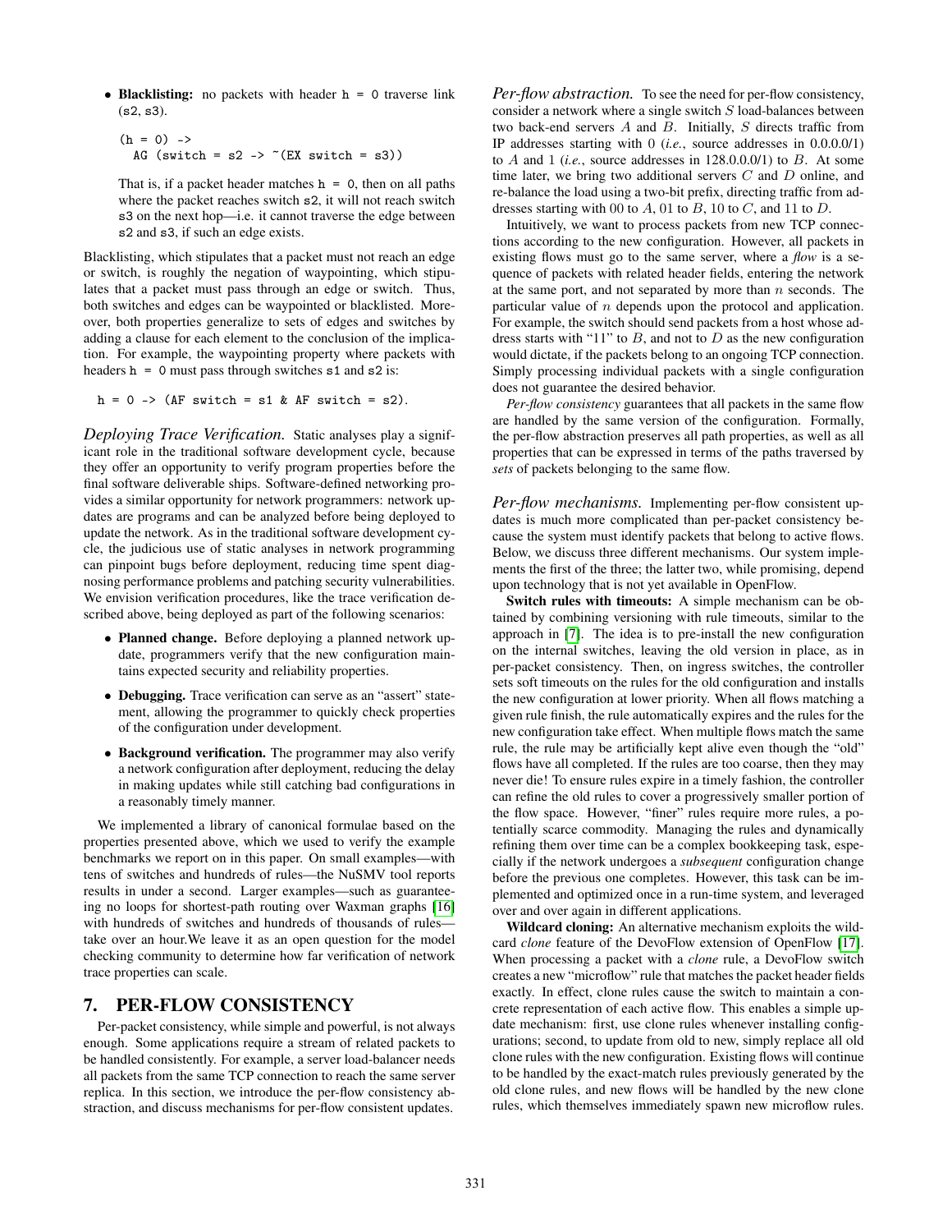- **Blacklisting:** no packets with header `h = 0` traverse link (`s2`, `s3`).

  ```
  (h = 0) ->
    AG (switch = s2 -> ~(EX switch = s3))
  ```

  That is, if a packet header matches `h = 0`, then on all paths where the packet reaches switch `s2`, it will not reach switch `s3` on the next hop—i.e. it cannot traverse the edge between `s2` and `s3`, if such an edge exists.

Blacklisting, which stipulates that a packet must not reach an edge or switch, is roughly the negation of waypointing, which stipulates that a packet must pass through an edge or switch. Thus, both switches and edges can be waypointed or blacklisted. Moreover, both properties generalize to sets of edges and switches by adding a clause for each element to the conclusion of the implication. For example, the waypointing property where packets with headers `h = 0` must pass through switches `s1` and `s2` is:

```
h = 0 -> (AF switch = s1 & AF switch = s2).
```

*Deploying Trace Verification.* Static analyses play a significant role in the traditional software development cycle, because they offer an opportunity to verify program properties before the final software deliverable ships. Software-defined networking provides a similar opportunity for network programmers: network updates are programs and can be analyzed before being deployed to update the network. As in the traditional software development cycle, the judicious use of static analyses in network programming can pinpoint bugs before deployment, reducing time spent diagnosing performance problems and patching security vulnerabilities. We envision verification procedures, like the trace verification described above, being deployed as part of the following scenarios:

- **Planned change.** Before deploying a planned network update, programmers verify that the new configuration maintains expected security and reliability properties.
- **Debugging.** Trace verification can serve as an "assert" statement, allowing the programmer to quickly check properties of the configuration under development.
- **Background verification.** The programmer may also verify a network configuration after deployment, reducing the delay in making updates while still catching bad configurations in a reasonably timely manner.

We implemented a library of canonical formulae based on the properties presented above, which we used to verify the example benchmarks we report on in this paper. On small examples—with tens of switches and hundreds of rules—the NuSMV tool reports results in under a second. Larger examples—such as guaranteeing no loops for shortest-path routing over Waxman graphs [16] with hundreds of switches and hundreds of thousands of rules—take over an hour.We leave it as an open question for the model checking community to determine how far verification of network trace properties can scale.

## 7. PER-FLOW CONSISTENCY

Per-packet consistency, while simple and powerful, is not always enough. Some applications require a stream of related packets to be handled consistently. For example, a server load-balancer needs all packets from the same TCP connection to reach the same server replica. In this section, we introduce the per-flow consistency abstraction, and discuss mechanisms for per-flow consistent updates.

*Per-flow abstraction.* To see the need for per-flow consistency, consider a network where a single switch $S$ load-balances between two back-end servers $A$ and $B$. Initially, $S$ directs traffic from IP addresses starting with 0 (*i.e.*, source addresses in 0.0.0.0/1) to $A$ and 1 (*i.e.*, source addresses in 128.0.0.0/1) to $B$. At some time later, we bring two additional servers $C$ and $D$ online, and re-balance the load using a two-bit prefix, directing traffic from addresses starting with 00 to $A$, 01 to $B$, 10 to $C$, and 11 to $D$.

Intuitively, we want to process packets from new TCP connections according to the new configuration. However, all packets in existing flows must go to the same server, where a *flow* is a sequence of packets with related header fields, entering the network at the same port, and not separated by more than $n$ seconds. The particular value of $n$ depends upon the protocol and application. For example, the switch should send packets from a host whose address starts with "11" to $B$, and not to $D$ as the new configuration would dictate, if the packets belong to an ongoing TCP connection. Simply processing individual packets with a single configuration does not guarantee the desired behavior.

*Per-flow consistency* guarantees that all packets in the same flow are handled by the same version of the configuration. Formally, the per-flow abstraction preserves all path properties, as well as all properties that can be expressed in terms of the paths traversed by *sets* of packets belonging to the same flow.

*Per-flow mechanisms.* Implementing per-flow consistent updates is much more complicated than per-packet consistency because the system must identify packets that belong to active flows. Below, we discuss three different mechanisms. Our system implements the first of the three; the latter two, while promising, depend upon technology that is not yet available in OpenFlow.

**Switch rules with timeouts:** A simple mechanism can be obtained by combining versioning with rule timeouts, similar to the approach in [7]. The idea is to pre-install the new configuration on the internal switches, leaving the old version in place, as in per-packet consistency. Then, on ingress switches, the controller sets soft timeouts on the rules for the old configuration and installs the new configuration at lower priority. When all flows matching a given rule finish, the rule automatically expires and the rules for the new configuration take effect. When multiple flows match the same rule, the rule may be artificially kept alive even though the "old" flows have all completed. If the rules are too coarse, then they may never die! To ensure rules expire in a timely fashion, the controller can refine the old rules to cover a progressively smaller portion of the flow space. However, "finer" rules require more rules, a potentially scarce commodity. Managing the rules and dynamically refining them over time can be a complex bookkeeping task, especially if the network undergoes a *subsequent* configuration change before the previous one completes. However, this task can be implemented and optimized once in a run-time system, and leveraged over and over again in different applications.

**Wildcard cloning:** An alternative mechanism exploits the wildcard *clone* feature of the DevoFlow extension of OpenFlow [17]. When processing a packet with a *clone* rule, a DevoFlow switch creates a new "microflow" rule that matches the packet header fields exactly. In effect, clone rules cause the switch to maintain a concrete representation of each active flow. This enables a simple update mechanism: first, use clone rules whenever installing configurations; second, to update from old to new, simply replace all old clone rules with the new configuration. Existing flows will continue to be handled by the exact-match rules previously generated by the old clone rules, and new flows will be handled by the new clone rules, which themselves immediately spawn new microflow rules.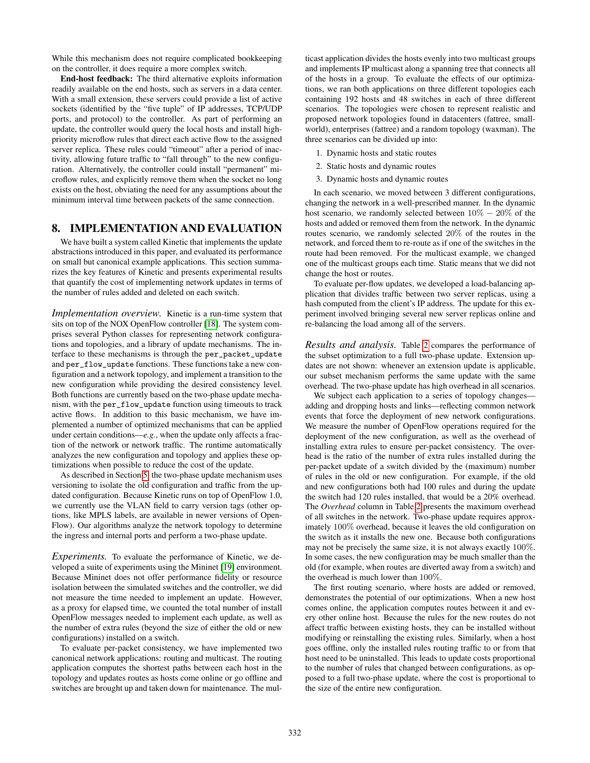While this mechanism does not require complicated bookkeeping on the controller, it does require a more complex switch.

**End-host feedback:** The third alternative exploits information readily available on the end hosts, such as servers in a data center. With a small extension, these servers could provide a list of active sockets (identified by the "five tuple" of IP addresses, TCP/UDP ports, and protocol) to the controller. As part of performing an update, the controller would query the local hosts and install high-priority microflow rules that direct each active flow to the assigned server replica. These rules could "timeout" after a period of inactivity, allowing future traffic to "fall through" to the new configuration. Alternatively, the controller could install "permanent" microflow rules, and explicitly remove them when the socket no long exists on the host, obviating the need for any assumptions about the minimum interval time between packets of the same connection.

# 8. IMPLEMENTATION AND EVALUATION

We have built a system called Kinetic that implements the update abstractions introduced in this paper, and evaluated its performance on small but canonical example applications. This section summarizes the key features of Kinetic and presents experimental results that quantify the cost of implementing network updates in terms of the number of rules added and deleted on each switch.

*Implementation overview.* Kinetic is a run-time system that sits on top of the NOX OpenFlow controller [18]. The system comprises several Python classes for representing network configurations and topologies, and a library of update mechanisms. The interface to these mechanisms is through the `per_packet_update` and `per_flow_update` functions. These functions take a new configuration and a network topology, and implement a transition to the new configuration while providing the desired consistency level. Both functions are currently based on the two-phase update mechanism, with the `per_flow_update` function using timeouts to track active flows. In addition to this basic mechanism, we have implemented a number of optimized mechanisms that can be applied under certain conditions—*e.g.*, when the update only affects a fraction of the network or network traffic. The runtime automatically analyzes the new configuration and topology and applies these optimizations when possible to reduce the cost of the update.

As described in Section 5, the two-phase update mechanism uses versioning to isolate the old configuration and traffic from the updated configuration. Because Kinetic runs on top of OpenFlow 1.0, we currently use the VLAN field to carry version tags (other options, like MPLS labels, are available in newer versions of OpenFlow). Our algorithms analyze the network topology to determine the ingress and internal ports and perform a two-phase update.

*Experiments.* To evaluate the performance of Kinetic, we developed a suite of experiments using the Mininet [19] environment. Because Mininet does not offer performance fidelity or resource isolation between the simulated switches and the controller, we did not measure the time needed to implement an update. However, as a proxy for elapsed time, we counted the total number of install OpenFlow messages needed to implement each update, as well as the number of extra rules (beyond the size of either the old or new configurations) installed on a switch.

To evaluate per-packet consistency, we have implemented two canonical network applications: routing and multicast. The routing application computes the shortest paths between each host in the topology and updates routes as hosts come online or go offline and switches are brought up and taken down for maintenance. The multicast application divides the hosts evenly into two multicast groups and implements IP multicast along a spanning tree that connects all of the hosts in a group. To evaluate the effects of our optimizations, we ran both applications on three different topologies each containing 192 hosts and 48 switches in each of three different scenarios. The topologies were chosen to represent realistic and proposed network topologies found in datacenters (fattree, small-world), enterprises (fattree) and a random topology (waxman). The three scenarios can be divided up into:

1. Dynamic hosts and static routes
2. Static hosts and dynamic routes
3. Dynamic hosts and dynamic routes

In each scenario, we moved between 3 different configurations, changing the network in a well-prescribed manner. In the dynamic host scenario, we randomly selected between $10\% - 20\%$ of the hosts and added or removed them from the network. In the dynamic routes scenario, we randomly selected $20\%$ of the routes in the network, and forced them to re-route as if one of the switches in the route had been removed. For the multicast example, we changed one of the multicast groups each time. Static means that we did not change the host or routes.

To evaluate per-flow updates, we developed a load-balancing application that divides traffic between two server replicas, using a hash computed from the client's IP address. The update for this experiment involved bringing several new server replicas online and re-balancing the load among all of the servers.

*Results and analysis.* Table 2 compares the performance of the subset optimization to a full two-phase update. Extension updates are not shown: whenever an extension update is applicable, our subset mechanism performs the same update with the same overhead. The two-phase update has high overhead in all scenarios.

We subject each application to a series of topology changes—adding and dropping hosts and links—reflecting common network events that force the deployment of new network configurations. We measure the number of OpenFlow operations required for the deployment of the new configuration, as well as the overhead of installing extra rules to ensure per-packet consistency. The overhead is the ratio of the number of extra rules installed during the per-packet update of a switch divided by the (maximum) number of rules in the old or new configuration. For example, if the old and new configurations both had 100 rules and during the update the switch had 120 rules installed, that would be a 20% overhead. The *Overhead* column in Table 2 presents the maximum overhead of all switches in the network. Two-phase update requires approximately $100\%$ overhead, because it leaves the old configuration on the switch as it installs the new one. Because both configurations may not be precisely the same size, it is not always exactly $100\%$. In some cases, the new configuration may be much smaller than the old (for example, when routes are diverted away from a switch) and the overhead is much lower than $100\%$.

The first routing scenario, where hosts are added or removed, demonstrates the potential of our optimizations. When a new host comes online, the application computes routes between it and every other online host. Because the rules for the new routes do not affect traffic between existing hosts, they can be installed without modifying or reinstalling the existing rules. Similarly, when a host goes offline, only the installed rules routing traffic to or from that host need to be uninstalled. This leads to update costs proportional to the number of rules that changed between configurations, as opposed to a full two-phase update, where the cost is proportional to the size of the entire new configuration.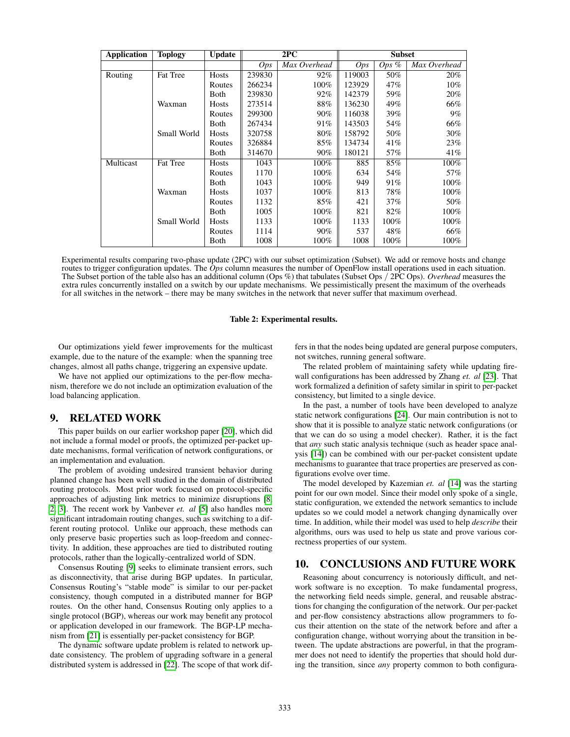| Application | Toplogy | Update | 2PC | | Subset | | |
|---|---|---|---|---|---|---|---|
| | | | *Ops* | *Max Overhead* | *Ops* | *Ops %* | *Max Overhead* |
| Routing | Fat Tree | Hosts | 239830 | 92% | 119003 | 50% | 20% |
| | | Routes | 266234 | 100% | 123929 | 47% | 10% |
| | | Both | 239830 | 92% | 142379 | 59% | 20% |
| | Waxman | Hosts | 273514 | 88% | 136230 | 49% | 66% |
| | | Routes | 299300 | 90% | 116038 | 39% | 9% |
| | | Both | 267434 | 91% | 143503 | 54% | 66% |
| | Small World | Hosts | 320758 | 80% | 158792 | 50% | 30% |
| | | Routes | 326884 | 85% | 134734 | 41% | 23% |
| | | Both | 314670 | 90% | 180121 | 57% | 41% |
| Multicast | Fat Tree | Hosts | 1043 | 100% | 885 | 85% | 100% |
| | | Routes | 1170 | 100% | 634 | 54% | 57% |
| | | Both | 1043 | 100% | 949 | 91% | 100% |
| | Waxman | Hosts | 1037 | 100% | 813 | 78% | 100% |
| | | Routes | 1132 | 85% | 421 | 37% | 50% |
| | | Both | 1005 | 100% | 821 | 82% | 100% |
| | Small World | Hosts | 1133 | 100% | 1133 | 100% | 100% |
| | | Routes | 1114 | 90% | 537 | 48% | 66% |
| | | Both | 1008 | 100% | 1008 | 100% | 100% |

Experimental results comparing two-phase update (2PC) with our subset optimization (Subset). We add or remove hosts and change routes to trigger configuration updates. The *Ops* column measures the number of OpenFlow install operations used in each situation. The Subset portion of the table also has an additional column (Ops %) that tabulates (Subset Ops / 2PC Ops). *Overhead* measures the extra rules concurrently installed on a switch by our update mechanisms. We pessimistically present the maximum of the overheads for all switches in the network – there may be many switches in the network that never suffer that maximum overhead.

**Table 2: Experimental results.**

Our optimizations yield fewer improvements for the multicast example, due to the nature of the example: when the spanning tree changes, almost all paths change, triggering an expensive update.

We have not applied our optimizations to the per-flow mechanism, therefore we do not include an optimization evaluation of the load balancing application.

## 9. RELATED WORK

This paper builds on our earlier workshop paper [20], which did not include a formal model or proofs, the optimized per-packet update mechanisms, formal verification of network configurations, or an implementation and evaluation.

The problem of avoiding undesired transient behavior during planned change has been well studied in the domain of distributed routing protocols. Most prior work focused on protocol-specific approaches of adjusting link metrics to minimize disruptions [8, 2, 3]. The recent work by Vanbever *et. al* [5] also handles more significant intradomain routing changes, such as switching to a different routing protocol. Unlike our approach, these methods can only preserve basic properties such as loop-freedom and connectivity. In addition, these approaches are tied to distributed routing protocols, rather than the logically-centralized world of SDN.

Consensus Routing [9] seeks to eliminate transient errors, such as disconnectivity, that arise during BGP updates. In particular, Consensus Routing's "stable mode" is similar to our per-packet consistency, though computed in a distributed manner for BGP routes. On the other hand, Consensus Routing only applies to a single protocol (BGP), whereas our work may benefit any protocol or application developed in our framework. The BGP-LP mechanism from [21] is essentially per-packet consistency for BGP.

The dynamic software update problem is related to network update consistency. The problem of upgrading software in a general distributed system is addressed in [22]. The scope of that work differs in that the nodes being updated are general purpose computers, not switches, running general software.

The related problem of maintaining safety while updating firewall configurations has been addressed by Zhang *et. al* [23]. That work formalized a definition of safety similar in spirit to per-packet consistency, but limited to a single device.

In the past, a number of tools have been developed to analyze static network configurations [24]. Our main contribution is not to show that it is possible to analyze static network configurations (or that we can do so using a model checker). Rather, it is the fact that *any* such static analysis technique (such as header space analysis [14]) can be combined with our per-packet consistent update mechanisms to guarantee that trace properties are preserved as configurations evolve over time.

The model developed by Kazemian *et. al* [14] was the starting point for our own model. Since their model only spoke of a single, static configuration, we extended the network semantics to include updates so we could model a network changing dynamically over time. In addition, while their model was used to help *describe* their algorithms, ours was used to help us state and prove various correctness properties of our system.

## 10. CONCLUSIONS AND FUTURE WORK

Reasoning about concurrency is notoriously difficult, and network software is no exception. To make fundamental progress, the networking field needs simple, general, and reusable abstractions for changing the configuration of the network. Our per-packet and per-flow consistency abstractions allow programmers to focus their attention on the state of the network before and after a configuration change, without worrying about the transition in between. The update abstractions are powerful, in that the programmer does not need to identify the properties that should hold during the transition, since *any* property common to both configura-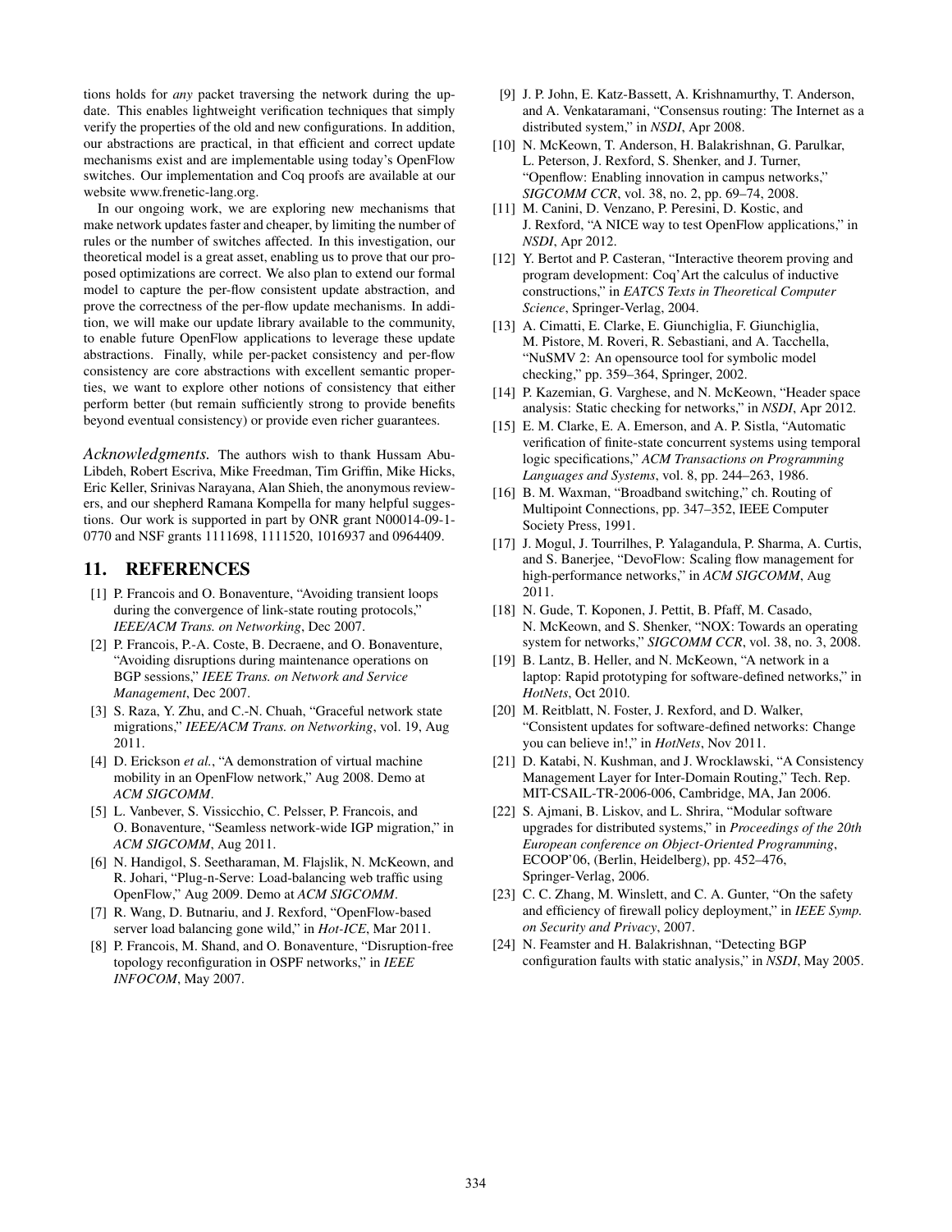tions holds for *any* packet traversing the network during the update. This enables lightweight verification techniques that simply verify the properties of the old and new configurations. In addition, our abstractions are practical, in that efficient and correct update mechanisms exist and are implementable using today's OpenFlow switches. Our implementation and Coq proofs are available at our website www.frenetic-lang.org.

In our ongoing work, we are exploring new mechanisms that make network updates faster and cheaper, by limiting the number of rules or the number of switches affected. In this investigation, our theoretical model is a great asset, enabling us to prove that our proposed optimizations are correct. We also plan to extend our formal model to capture the per-flow consistent update abstraction, and prove the correctness of the per-flow update mechanisms. In addition, we will make our update library available to the community, to enable future OpenFlow applications to leverage these update abstractions. Finally, while per-packet consistency and per-flow consistency are core abstractions with excellent semantic properties, we want to explore other notions of consistency that either perform better (but remain sufficiently strong to provide benefits beyond eventual consistency) or provide even richer guarantees.

*Acknowledgments.* The authors wish to thank Hussam Abu-Libdeh, Robert Escriva, Mike Freedman, Tim Griffin, Mike Hicks, Eric Keller, Srinivas Narayana, Alan Shieh, the anonymous reviewers, and our shepherd Ramana Kompella for many helpful suggestions. Our work is supported in part by ONR grant N00014-09-1-0770 and NSF grants 1111698, 1111520, 1016937 and 0964409.

## 11. REFERENCES

[1] P. Francois and O. Bonaventure, "Avoiding transient loops during the convergence of link-state routing protocols," *IEEE/ACM Trans. on Networking*, Dec 2007.

[2] P. Francois, P.-A. Coste, B. Decraene, and O. Bonaventure, "Avoiding disruptions during maintenance operations on BGP sessions," *IEEE Trans. on Network and Service Management*, Dec 2007.

[3] S. Raza, Y. Zhu, and C.-N. Chuah, "Graceful network state migrations," *IEEE/ACM Trans. on Networking*, vol. 19, Aug 2011.

[4] D. Erickson *et al.*, "A demonstration of virtual machine mobility in an OpenFlow network," Aug 2008. Demo at *ACM SIGCOMM*.

[5] L. Vanbever, S. Vissicchio, C. Pelsser, P. Francois, and O. Bonaventure, "Seamless network-wide IGP migration," in *ACM SIGCOMM*, Aug 2011.

[6] N. Handigol, S. Seetharaman, M. Flajslik, N. McKeown, and R. Johari, "Plug-n-Serve: Load-balancing web traffic using OpenFlow," Aug 2009. Demo at *ACM SIGCOMM*.

[7] R. Wang, D. Butnariu, and J. Rexford, "OpenFlow-based server load balancing gone wild," in *Hot-ICE*, Mar 2011.

[8] P. Francois, M. Shand, and O. Bonaventure, "Disruption-free topology reconfiguration in OSPF networks," in *IEEE INFOCOM*, May 2007.

[9] J. P. John, E. Katz-Bassett, A. Krishnamurthy, T. Anderson, and A. Venkataramani, "Consensus routing: The Internet as a distributed system," in *NSDI*, Apr 2008.

[10] N. McKeown, T. Anderson, H. Balakrishnan, G. Parulkar, L. Peterson, J. Rexford, S. Shenker, and J. Turner, "Openflow: Enabling innovation in campus networks," *SIGCOMM CCR*, vol. 38, no. 2, pp. 69–74, 2008.

[11] M. Canini, D. Venzano, P. Peresini, D. Kostic, and J. Rexford, "A NICE way to test OpenFlow applications," in *NSDI*, Apr 2012.

[12] Y. Bertot and P. Casteran, "Interactive theorem proving and program development: Coq'Art the calculus of inductive constructions," in *EATCS Texts in Theoretical Computer Science*, Springer-Verlag, 2004.

[13] A. Cimatti, E. Clarke, E. Giunchiglia, F. Giunchiglia, M. Pistore, M. Roveri, R. Sebastiani, and A. Tacchella, "NuSMV 2: An opensource tool for symbolic model checking," pp. 359–364, Springer, 2002.

[14] P. Kazemian, G. Varghese, and N. McKeown, "Header space analysis: Static checking for networks," in *NSDI*, Apr 2012.

[15] E. M. Clarke, E. A. Emerson, and A. P. Sistla, "Automatic verification of finite-state concurrent systems using temporal logic specifications," *ACM Transactions on Programming Languages and Systems*, vol. 8, pp. 244–263, 1986.

[16] B. M. Waxman, "Broadband switching," ch. Routing of Multipoint Connections, pp. 347–352, IEEE Computer Society Press, 1991.

[17] J. Mogul, J. Tourrilhes, P. Yalagandula, P. Sharma, A. Curtis, and S. Banerjee, "DevoFlow: Scaling flow management for high-performance networks," in *ACM SIGCOMM*, Aug 2011.

[18] N. Gude, T. Koponen, J. Pettit, B. Pfaff, M. Casado, N. McKeown, and S. Shenker, "NOX: Towards an operating system for networks," *SIGCOMM CCR*, vol. 38, no. 3, 2008.

[19] B. Lantz, B. Heller, and N. McKeown, "A network in a laptop: Rapid prototyping for software-defined networks," in *HotNets*, Oct 2010.

[20] M. Reitblatt, N. Foster, J. Rexford, and D. Walker, "Consistent updates for software-defined networks: Change you can believe in!," in *HotNets*, Nov 2011.

[21] D. Katabi, N. Kushman, and J. Wrocklawski, "A Consistency Management Layer for Inter-Domain Routing," Tech. Rep. MIT-CSAIL-TR-2006-006, Cambridge, MA, Jan 2006.

[22] S. Ajmani, B. Liskov, and L. Shrira, "Modular software upgrades for distributed systems," in *Proceedings of the 20th European conference on Object-Oriented Programming*, ECOOP'06, (Berlin, Heidelberg), pp. 452–476, Springer-Verlag, 2006.

[23] C. C. Zhang, M. Winslett, and C. A. Gunter, "On the safety and efficiency of firewall policy deployment," in *IEEE Symp. on Security and Privacy*, 2007.

[24] N. Feamster and H. Balakrishnan, "Detecting BGP configuration faults with static analysis," in *NSDI*, May 2005.